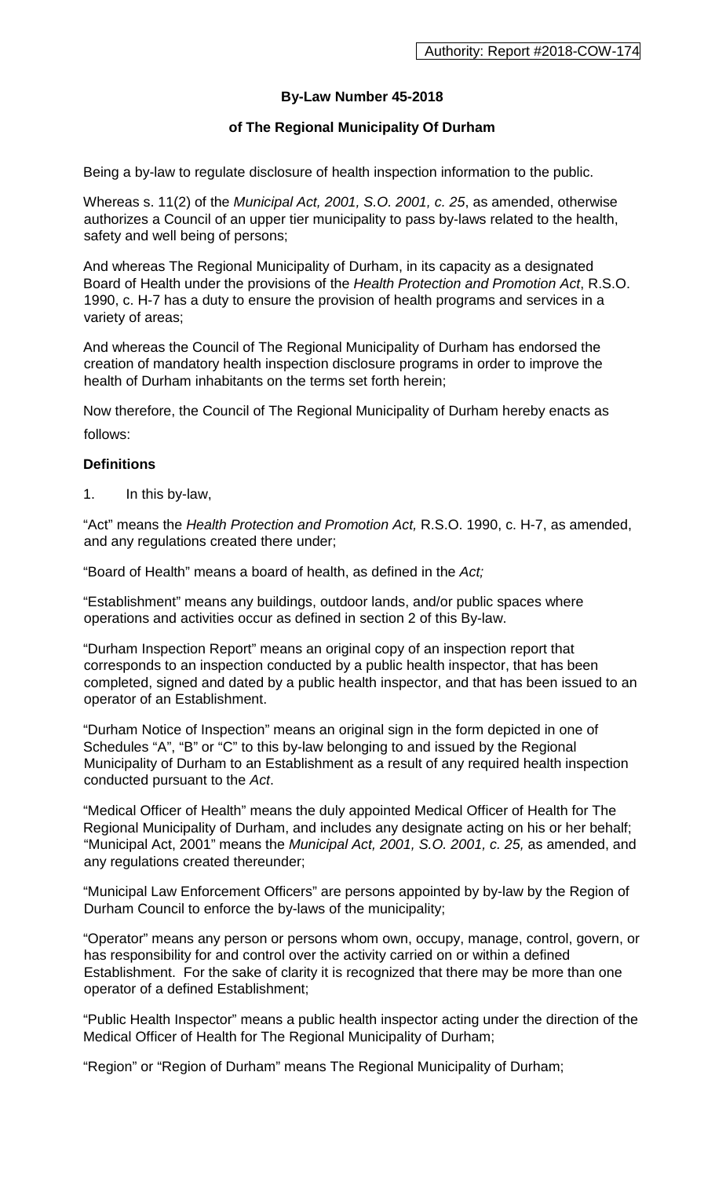Authority: Report #2018-COW-174

**By-Law Number 45-2018**

**of The Regional Municipality Of Durham**

Being a by-law to regulate disclosure of health inspection information to the public.

Whereas s. 11(2) of the *Municipal Act, 2001, S.O. 2001, c. 25*, as amended, otherwise authorizes a Council of an upper tier municipality to pass by-laws related to the health, safety and well being of persons;

And whereas The Regional Municipality of Durham, in its capacity as a designated Board of Health under the provisions of the *Health Protection and Promotion Act*, R.S.O. 1990, c. H-7 has a duty to ensure the provision of health programs and services in a variety of areas;

And whereas the Council of The Regional Municipality of Durham has endorsed the creation of mandatory health inspection disclosure programs in order to improve the health of Durham inhabitants on the terms set forth herein;

Now therefore, the Council of The Regional Municipality of Durham hereby enacts as follows:

**Definitions**

1. In this by-law,

"Act" means the *Health Protection and Promotion Act,* R.S.O. 1990, c. H-7, as amended, and any regulations created there under;

"Board of Health" means a board of health, as defined in the *Act;*

"Establishment" means any buildings, outdoor lands, and/or public spaces where operations and activities occur as defined in section 2 of this By-law.

"Durham Inspection Report" means an original copy of an inspection report that corresponds to an inspection conducted by a public health inspector, that has been completed, signed and dated by a public health inspector, and that has been issued to an operator of an Establishment.

"Durham Notice of Inspection" means an original sign in the form depicted in one of Schedules "A", "B" or "C" to this by-law belonging to and issued by the Regional Municipality of Durham to an Establishment as a result of any required health inspection conducted pursuant to the *Act*.

"Medical Officer of Health" means the duly appointed Medical Officer of Health for The Regional Municipality of Durham, and includes any designate acting on his or her behalf;

"Municipal Act, 2001" means the *Municipal Act, 2001, S.O. 2001, c. 25,* as amended, and any regulations created thereunder;

"Municipal Law Enforcement Officers" are persons appointed by by-law by the Region of Durham Council to enforce the by-laws of the municipality;

"Operator" means any person or persons whom own, occupy, manage, control, govern, or has responsibility for and control over the activity carried on or within a defined Establishment. For the sake of clarity it is recognized that there may be more than one operator of a defined Establishment;

"Public Health Inspector" means a public health inspector acting under the direction of the Medical Officer of Health for The Regional Municipality of Durham;

"Region" or "Region of Durham" means The Regional Municipality of Durham;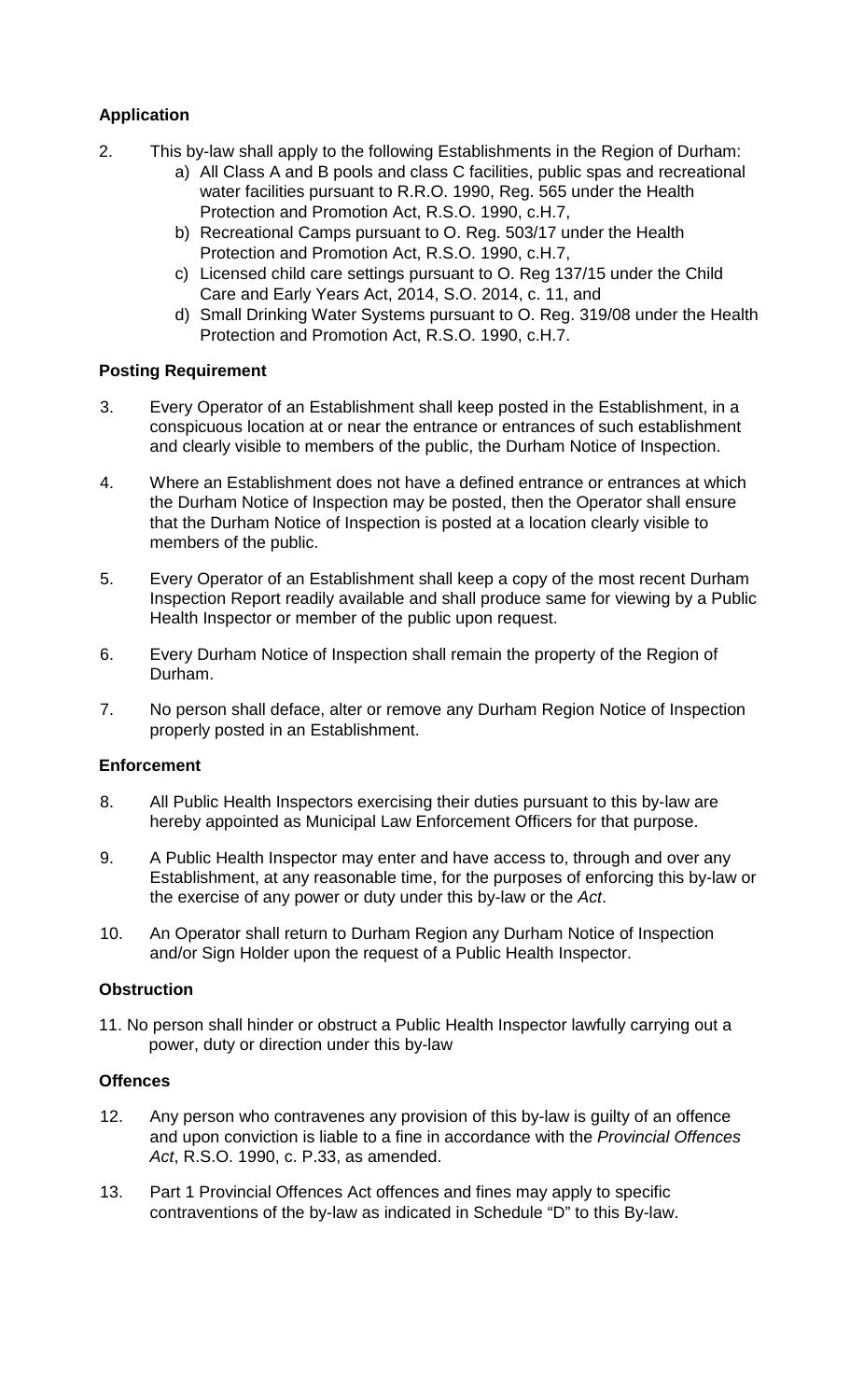**Application**

2. This by-law shall apply to the following Establishments in the Region of Durham:
   a) All Class A and B pools and class C facilities, public spas and recreational water facilities pursuant to R.R.O. 1990, Reg. 565 under the Health Protection and Promotion Act, R.S.O. 1990, c.H.7,
   b) Recreational Camps pursuant to O. Reg. 503/17 under the Health Protection and Promotion Act, R.S.O. 1990, c.H.7,
   c) Licensed child care settings pursuant to O. Reg 137/15 under the Child Care and Early Years Act, 2014, S.O. 2014, c. 11, and
   d) Small Drinking Water Systems pursuant to O. Reg. 319/08 under the Health Protection and Promotion Act, R.S.O. 1990, c.H.7.

**Posting Requirement**

3. Every Operator of an Establishment shall keep posted in the Establishment, in a conspicuous location at or near the entrance or entrances of such establishment and clearly visible to members of the public, the Durham Notice of Inspection.

4. Where an Establishment does not have a defined entrance or entrances at which the Durham Notice of Inspection may be posted, then the Operator shall ensure that the Durham Notice of Inspection is posted at a location clearly visible to members of the public.

5. Every Operator of an Establishment shall keep a copy of the most recent Durham Inspection Report readily available and shall produce same for viewing by a Public Health Inspector or member of the public upon request.

6. Every Durham Notice of Inspection shall remain the property of the Region of Durham.

7. No person shall deface, alter or remove any Durham Region Notice of Inspection properly posted in an Establishment.

**Enforcement**

8. All Public Health Inspectors exercising their duties pursuant to this by-law are hereby appointed as Municipal Law Enforcement Officers for that purpose.

9. A Public Health Inspector may enter and have access to, through and over any Establishment, at any reasonable time, for the purposes of enforcing this by-law or the exercise of any power or duty under this by-law or the *Act*.

10. An Operator shall return to Durham Region any Durham Notice of Inspection and/or Sign Holder upon the request of a Public Health Inspector.

**Obstruction**

11. No person shall hinder or obstruct a Public Health Inspector lawfully carrying out a power, duty or direction under this by-law

**Offences**

12. Any person who contravenes any provision of this by-law is guilty of an offence and upon conviction is liable to a fine in accordance with the *Provincial Offences Act*, R.S.O. 1990, c. P.33, as amended.

13. Part 1 Provincial Offences Act offences and fines may apply to specific contraventions of the by-law as indicated in Schedule "D" to this By-law.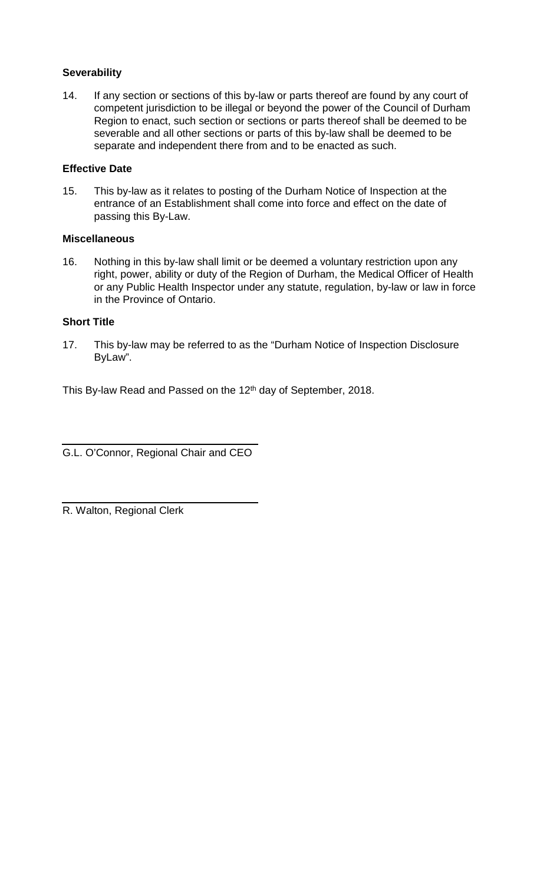### Severability

14. If any section or sections of this by-law or parts thereof are found by any court of competent jurisdiction to be illegal or beyond the power of the Council of Durham Region to enact, such section or sections or parts thereof shall be deemed to be severable and all other sections or parts of this by-law shall be deemed to be separate and independent there from and to be enacted as such.

### Effective Date

15. This by-law as it relates to posting of the Durham Notice of Inspection at the entrance of an Establishment shall come into force and effect on the date of passing this By-Law.

### Miscellaneous

16. Nothing in this by-law shall limit or be deemed a voluntary restriction upon any right, power, ability or duty of the Region of Durham, the Medical Officer of Health or any Public Health Inspector under any statute, regulation, by-law or law in force in the Province of Ontario.

### Short Title

17. This by-law may be referred to as the "Durham Notice of Inspection Disclosure ByLaw".

This By-law Read and Passed on the 12th day of September, 2018.

G.L. O'Connor, Regional Chair and CEO

R. Walton, Regional Clerk